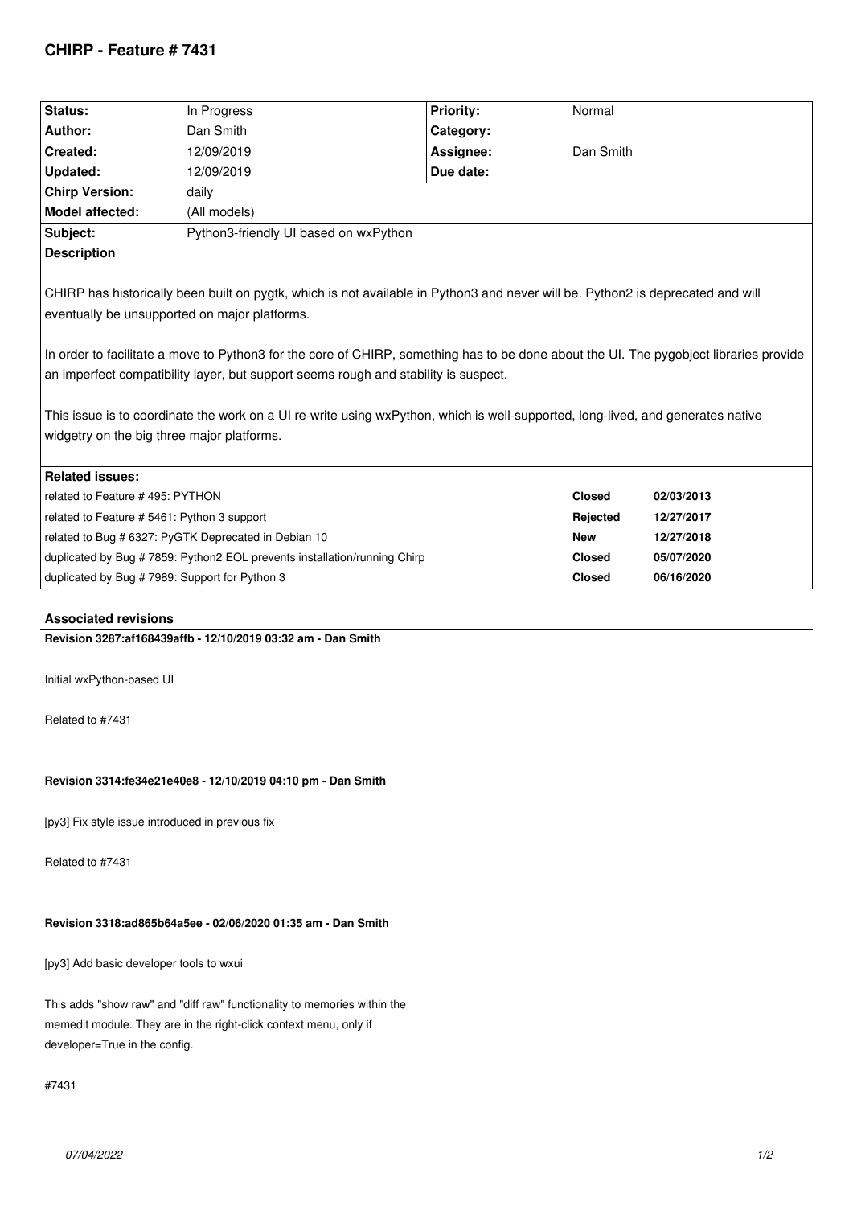# CHIRP - Feature # 7431

| Status: | In Progress | Priority: | Normal |
|---|---|---|---|
| Author: | Dan Smith | Category: | |
| Created: | 12/09/2019 | Assignee: | Dan Smith |
| Updated: | 12/09/2019 | Due date: | |
| Chirp Version: | daily | | |
| Model affected: | (All models) | | |
| Subject: | Python3-friendly UI based on wxPython | | |

**Description**

CHIRP has historically been built on pygtk, which is not available in Python3 and never will be. Python2 is deprecated and will eventually be unsupported on major platforms.

In order to facilitate a move to Python3 for the core of CHIRP, something has to be done about the UI. The pygobject libraries provide an imperfect compatibility layer, but support seems rough and stability is suspect.

This issue is to coordinate the work on a UI re-write using wxPython, which is well-supported, long-lived, and generates native widgetry on the big three major platforms.

**Related issues:**

| | | |
|---|---|---|
| related to Feature # 495: PYTHON | **Closed** | **02/03/2013** |
| related to Feature # 5461: Python 3 support | **Rejected** | **12/27/2017** |
| related to Bug # 6327: PyGTK Deprecated in Debian 10 | **New** | **12/27/2018** |
| duplicated by Bug # 7859: Python2 EOL prevents installation/running Chirp | **Closed** | **05/07/2020** |
| duplicated by Bug # 7989: Support for Python 3 | **Closed** | **06/16/2020** |

## Associated revisions

**Revision 3287:af168439affb - 12/10/2019 03:32 am - Dan Smith**

Initial wxPython-based UI

Related to #7431

**Revision 3314:fe34e21e40e8 - 12/10/2019 04:10 pm - Dan Smith**

[py3] Fix style issue introduced in previous fix

Related to #7431

**Revision 3318:ad865b64a5ee - 02/06/2020 01:35 am - Dan Smith**

[py3] Add basic developer tools to wxui

This adds "show raw" and "diff raw" functionality to memories within the memedit module. They are in the right-click context menu, only if developer=True in the config.

#7431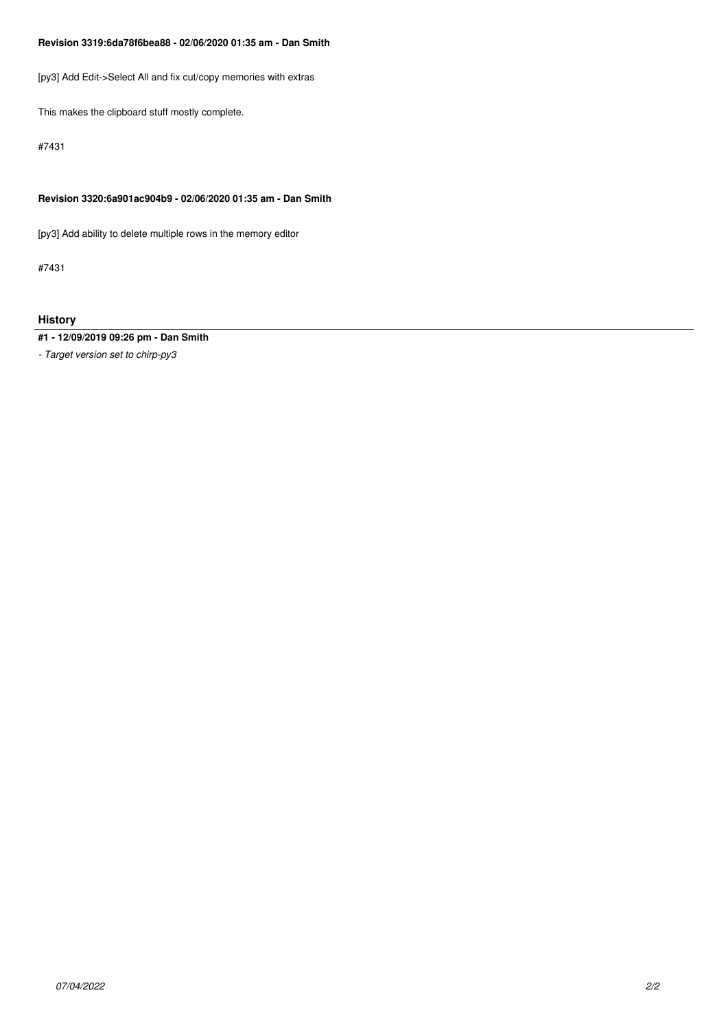**Revision 3319:6da78f6bea88 - 02/06/2020 01:35 am - Dan Smith**

[py3] Add Edit->Select All and fix cut/copy memories with extras

This makes the clipboard stuff mostly complete.

#7431

**Revision 3320:6a901ac904b9 - 02/06/2020 01:35 am - Dan Smith**

[py3] Add ability to delete multiple rows in the memory editor

#7431

## History

**#1 - 12/09/2019 09:26 pm - Dan Smith**

*- Target version set to chirp-py3*